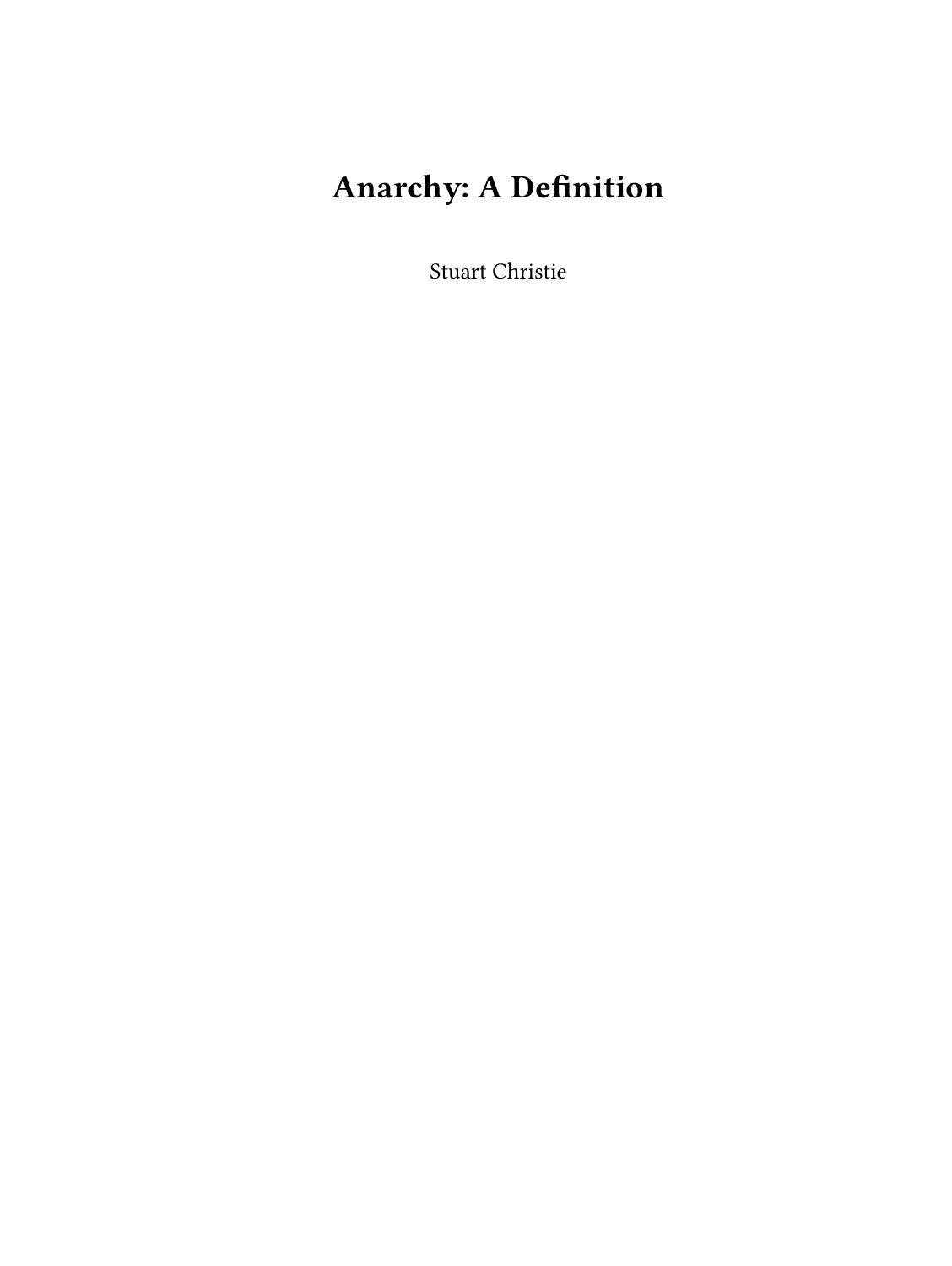# Anarchy: A Definition

Stuart Christie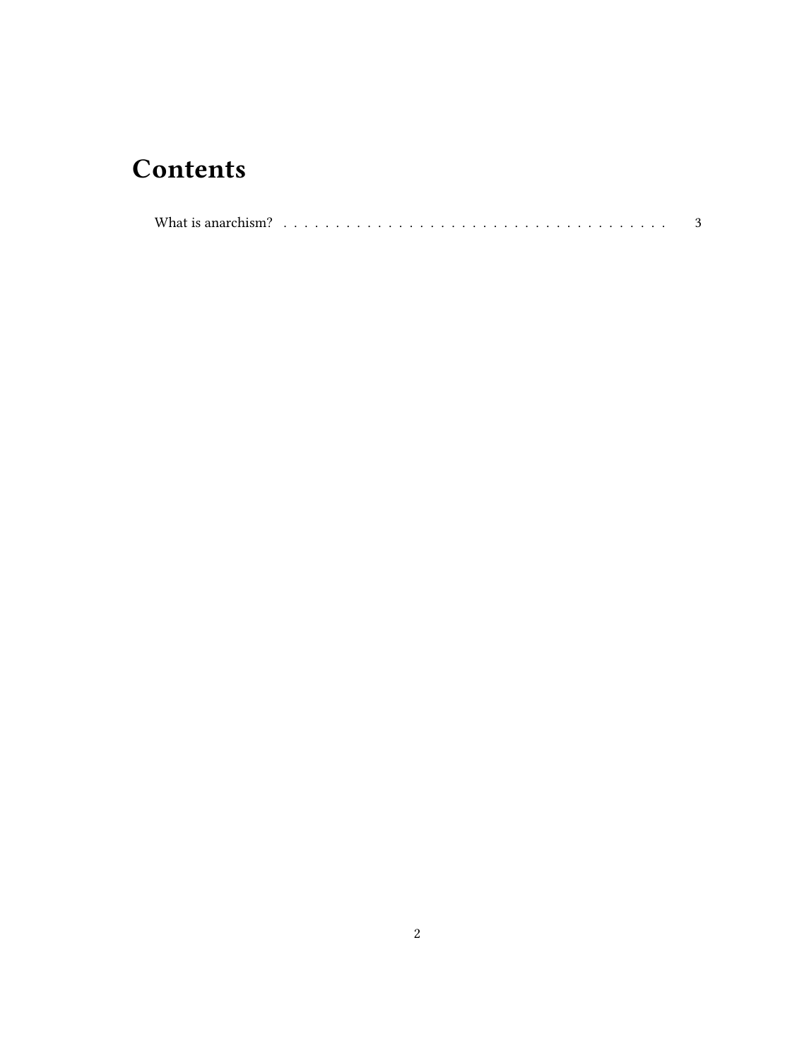# Contents

What is anarchism? . . . . . . . . . . . . . . . . . . . . . . . . . . . . . . . . . . . . . . 3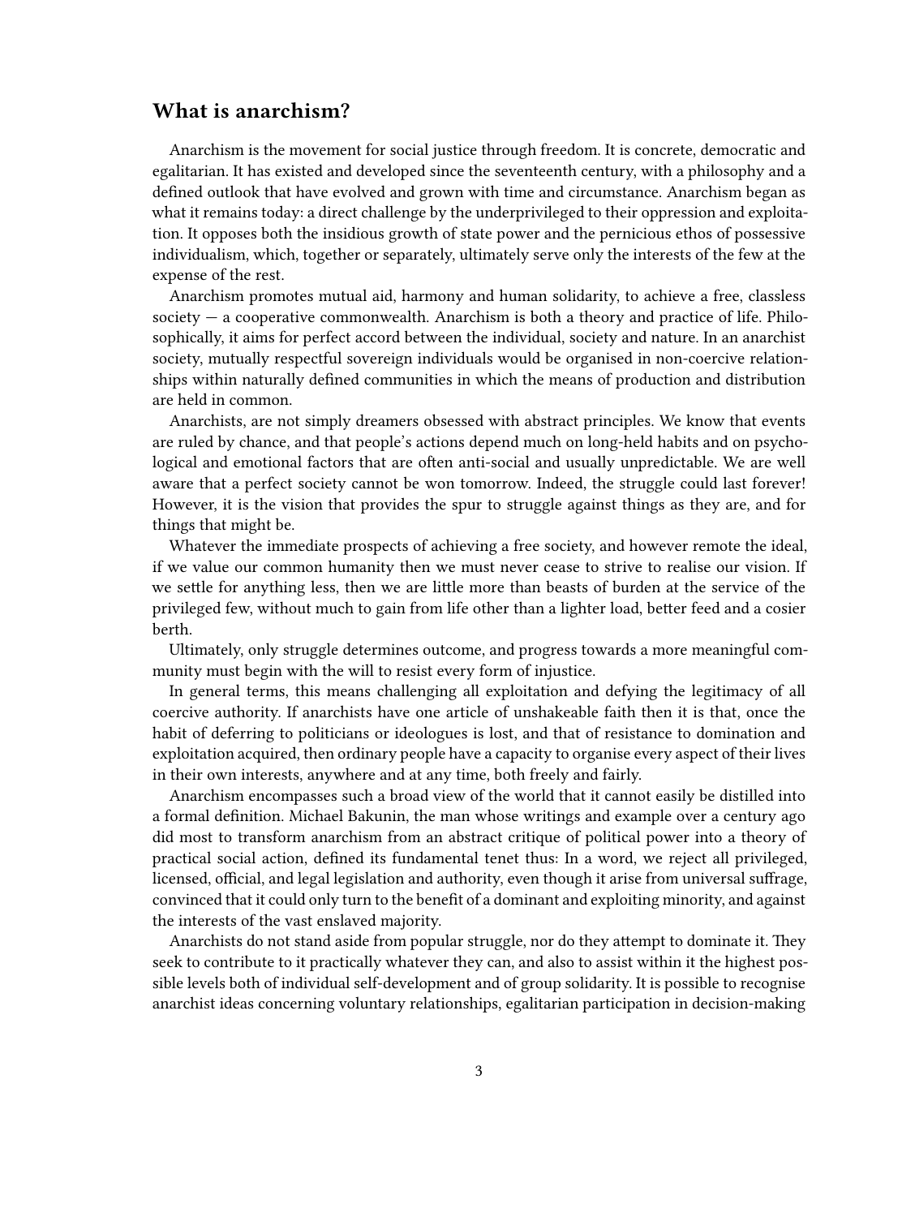## What is anarchism?

Anarchism is the movement for social justice through freedom. It is concrete, democratic and egalitarian. It has existed and developed since the seventeenth century, with a philosophy and a defined outlook that have evolved and grown with time and circumstance. Anarchism began as what it remains today: a direct challenge by the underprivileged to their oppression and exploitation. It opposes both the insidious growth of state power and the pernicious ethos of possessive individualism, which, together or separately, ultimately serve only the interests of the few at the expense of the rest.

Anarchism promotes mutual aid, harmony and human solidarity, to achieve a free, classless society — a cooperative commonwealth. Anarchism is both a theory and practice of life. Philosophically, it aims for perfect accord between the individual, society and nature. In an anarchist society, mutually respectful sovereign individuals would be organised in non-coercive relationships within naturally defined communities in which the means of production and distribution are held in common.

Anarchists, are not simply dreamers obsessed with abstract principles. We know that events are ruled by chance, and that people's actions depend much on long-held habits and on psychological and emotional factors that are often anti-social and usually unpredictable. We are well aware that a perfect society cannot be won tomorrow. Indeed, the struggle could last forever! However, it is the vision that provides the spur to struggle against things as they are, and for things that might be.

Whatever the immediate prospects of achieving a free society, and however remote the ideal, if we value our common humanity then we must never cease to strive to realise our vision. If we settle for anything less, then we are little more than beasts of burden at the service of the privileged few, without much to gain from life other than a lighter load, better feed and a cosier berth.

Ultimately, only struggle determines outcome, and progress towards a more meaningful community must begin with the will to resist every form of injustice.

In general terms, this means challenging all exploitation and defying the legitimacy of all coercive authority. If anarchists have one article of unshakeable faith then it is that, once the habit of deferring to politicians or ideologues is lost, and that of resistance to domination and exploitation acquired, then ordinary people have a capacity to organise every aspect of their lives in their own interests, anywhere and at any time, both freely and fairly.

Anarchism encompasses such a broad view of the world that it cannot easily be distilled into a formal definition. Michael Bakunin, the man whose writings and example over a century ago did most to transform anarchism from an abstract critique of political power into a theory of practical social action, defined its fundamental tenet thus: In a word, we reject all privileged, licensed, official, and legal legislation and authority, even though it arise from universal suffrage, convinced that it could only turn to the benefit of a dominant and exploiting minority, and against the interests of the vast enslaved majority.

Anarchists do not stand aside from popular struggle, nor do they attempt to dominate it. They seek to contribute to it practically whatever they can, and also to assist within it the highest possible levels both of individual self-development and of group solidarity. It is possible to recognise anarchist ideas concerning voluntary relationships, egalitarian participation in decision-making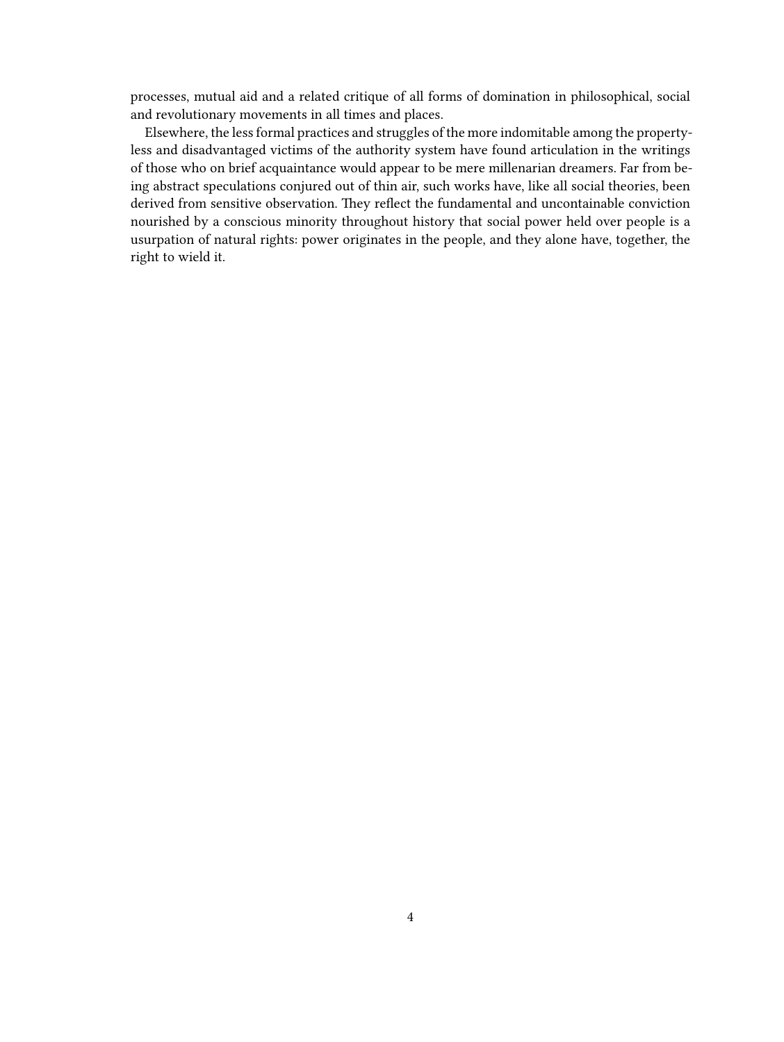processes, mutual aid and a related critique of all forms of domination in philosophical, social and revolutionary movements in all times and places.

Elsewhere, the less formal practices and struggles of the more indomitable among the propertyless and disadvantaged victims of the authority system have found articulation in the writings of those who on brief acquaintance would appear to be mere millenarian dreamers. Far from being abstract speculations conjured out of thin air, such works have, like all social theories, been derived from sensitive observation. They reflect the fundamental and uncontainable conviction nourished by a conscious minority throughout history that social power held over people is a usurpation of natural rights: power originates in the people, and they alone have, together, the right to wield it.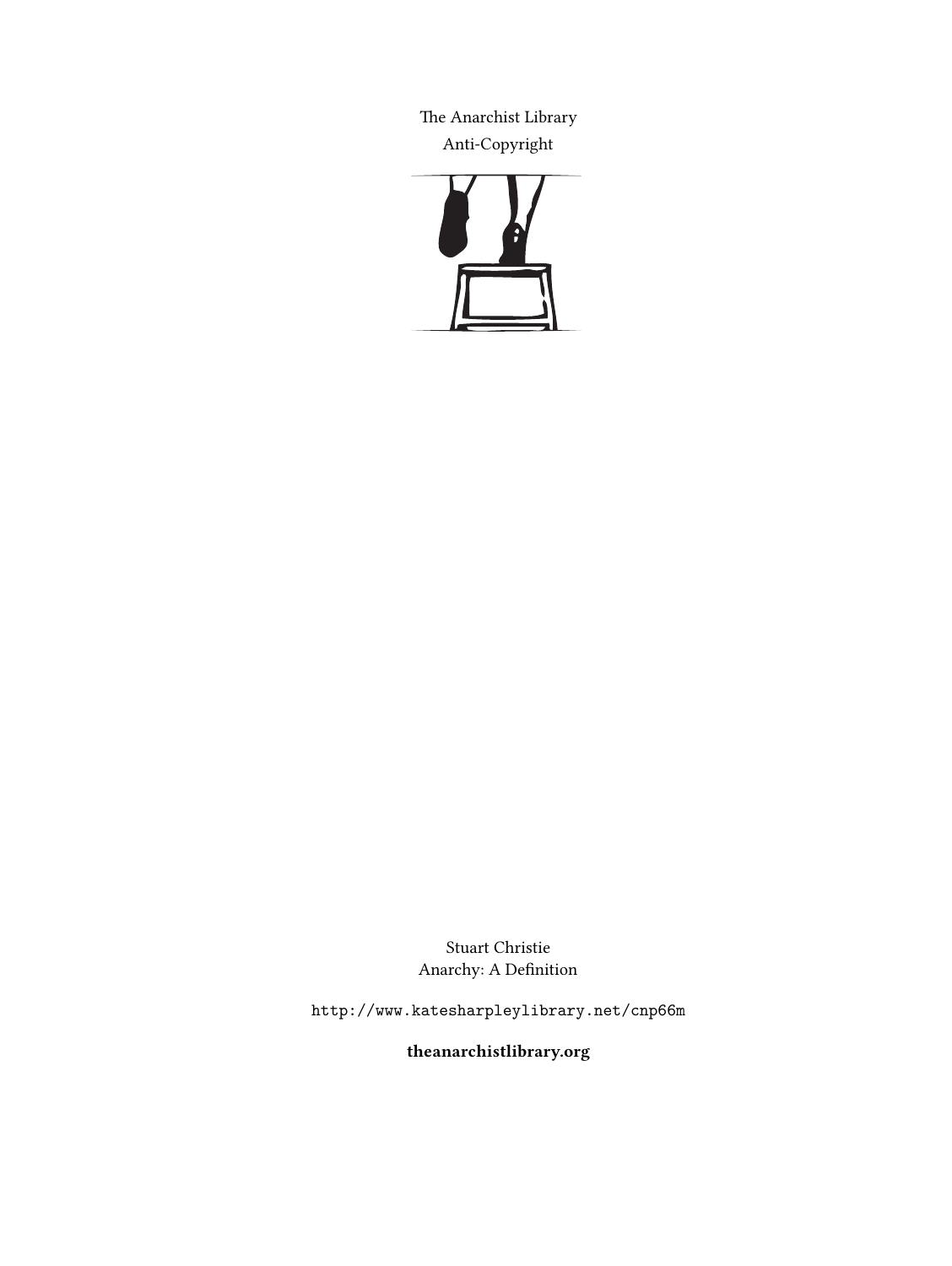The Anarchist Library
Anti-Copyright

Stuart Christie
Anarchy: A Definition

http://www.katesharpleylibrary.net/cnp66m

**theanarchistlibrary.org**